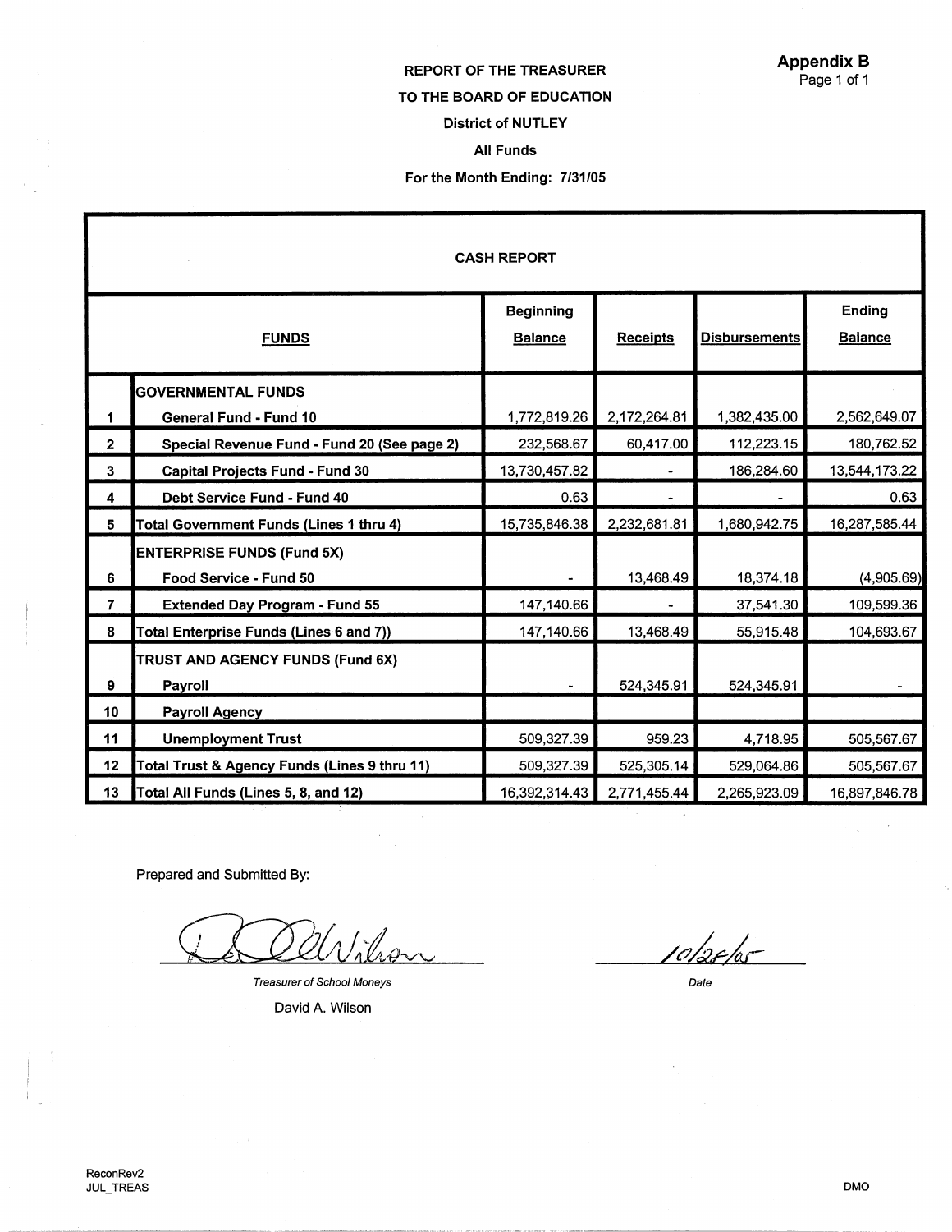**Appendix B**
Page 1 of 1

## REPORT OF THE TREASURER
## TO THE BOARD OF EDUCATION
### District of NUTLEY
### All Funds
### For the Month Ending: 7/31/05

**CASH REPORT**

| | FUNDS | Beginning Balance | Receipts | Disbursements | Ending Balance |
|---|---|---|---|---|---|
| | **GOVERNMENTAL FUNDS** | | | | |
| 1 | General Fund - Fund 10 | 1,772,819.26 | 2,172,264.81 | 1,382,435.00 | 2,562,649.07 |
| 2 | Special Revenue Fund - Fund 20 (See page 2) | 232,568.67 | 60,417.00 | 112,223.15 | 180,762.52 |
| 3 | Capital Projects Fund - Fund 30 | 13,730,457.82 | - | 186,284.60 | 13,544,173.22 |
| 4 | Debt Service Fund - Fund 40 | 0.63 | - | - | 0.63 |
| 5 | Total Government Funds (Lines 1 thru 4) | 15,735,846.38 | 2,232,681.81 | 1,680,942.75 | 16,287,585.44 |
| | **ENTERPRISE FUNDS (Fund 5X)** | | | | |
| 6 | Food Service - Fund 50 | - | 13,468.49 | 18,374.18 | (4,905.69) |
| 7 | Extended Day Program - Fund 55 | 147,140.66 | - | 37,541.30 | 109,599.36 |
| 8 | Total Enterprise Funds (Lines 6 and 7)) | 147,140.66 | 13,468.49 | 55,915.48 | 104,693.67 |
| | **TRUST AND AGENCY FUNDS (Fund 6X)** | | | | |
| 9 | Payroll | - | 524,345.91 | 524,345.91 | - |
| 10 | Payroll Agency | | | | |
| 11 | Unemployment Trust | 509,327.39 | 959.23 | 4,718.95 | 505,567.67 |
| 12 | Total Trust & Agency Funds (Lines 9 thru 11) | 509,327.39 | 525,305.14 | 529,064.86 | 505,567.67 |
| 13 | Total All Funds (Lines 5, 8, and 12) | 16,392,314.43 | 2,771,455.44 | 2,265,923.09 | 16,897,846.78 |

Prepared and Submitted By:

*Treasurer of School Moneys*
David A. Wilson

Date: 10/28/05

ReconRev2
JUL_TREAS

DMO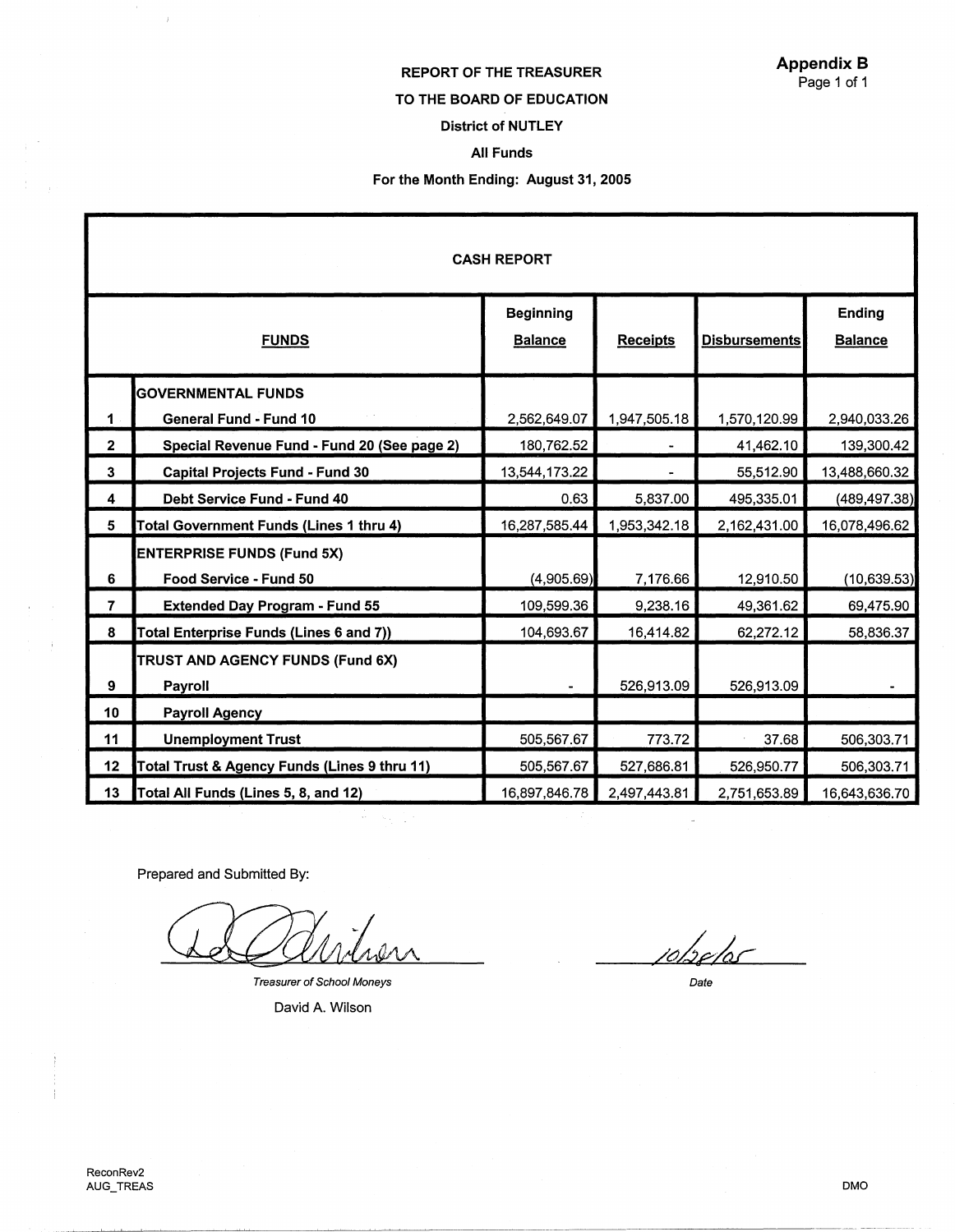**Appendix B**
Page 1 of 1

**REPORT OF THE TREASURER**

**TO THE BOARD OF EDUCATION**

**District of NUTLEY**

**All Funds**

**For the Month Ending: August 31, 2025**

**CASH REPORT**

| | FUNDS | Beginning Balance | Receipts | Disbursements | Ending Balance |
|---|---|---|---|---|---|
| | **GOVERNMENTAL FUNDS** | | | | |
| 1 | General Fund - Fund 10 | 2,562,649.07 | 1,947,505.18 | 1,570,120.99 | 2,940,033.26 |
| 2 | Special Revenue Fund - Fund 20 (See page 2) | 180,762.52 | - | 41,462.10 | 139,300.42 |
| 3 | Capital Projects Fund - Fund 30 | 13,544,173.22 | - | 55,512.90 | 13,488,660.32 |
| 4 | Debt Service Fund - Fund 40 | 0.63 | 5,837.00 | 495,335.01 | (489,497.38) |
| 5 | Total Government Funds (Lines 1 thru 4) | 16,287,585.44 | 1,953,342.18 | 2,162,431.00 | 16,078,496.62 |
| | **ENTERPRISE FUNDS (Fund 5X)** | | | | |
| 6 | Food Service - Fund 50 | (4,905.69) | 7,176.66 | 12,910.50 | (10,639.53) |
| 7 | Extended Day Program - Fund 55 | 109,599.36 | 9,238.16 | 49,361.62 | 69,475.90 |
| 8 | Total Enterprise Funds (Lines 6 and 7)) | 104,693.67 | 16,414.82 | 62,272.12 | 58,836.37 |
| | **TRUST AND AGENCY FUNDS (Fund 6X)** | | | | |
| 9 | Payroll | - | 526,913.09 | 526,913.09 | - |
| 10 | Payroll Agency | | | | |
| 11 | Unemployment Trust | 505,567.67 | 773.72 | 37.68 | 506,303.71 |
| 12 | Total Trust & Agency Funds (Lines 9 thru 11) | 505,567.67 | 527,686.81 | 526,950.77 | 506,303.71 |
| 13 | Total All Funds (Lines 5, 8, and 12) | 16,897,846.78 | 2,497,443.81 | 2,751,653.89 | 16,643,636.70 |

Prepared and Submitted By:

*Treasurer of School Moneys*

David A. Wilson

10/28/05

*Date*

ReconRev2
AUG_TREAS

DMO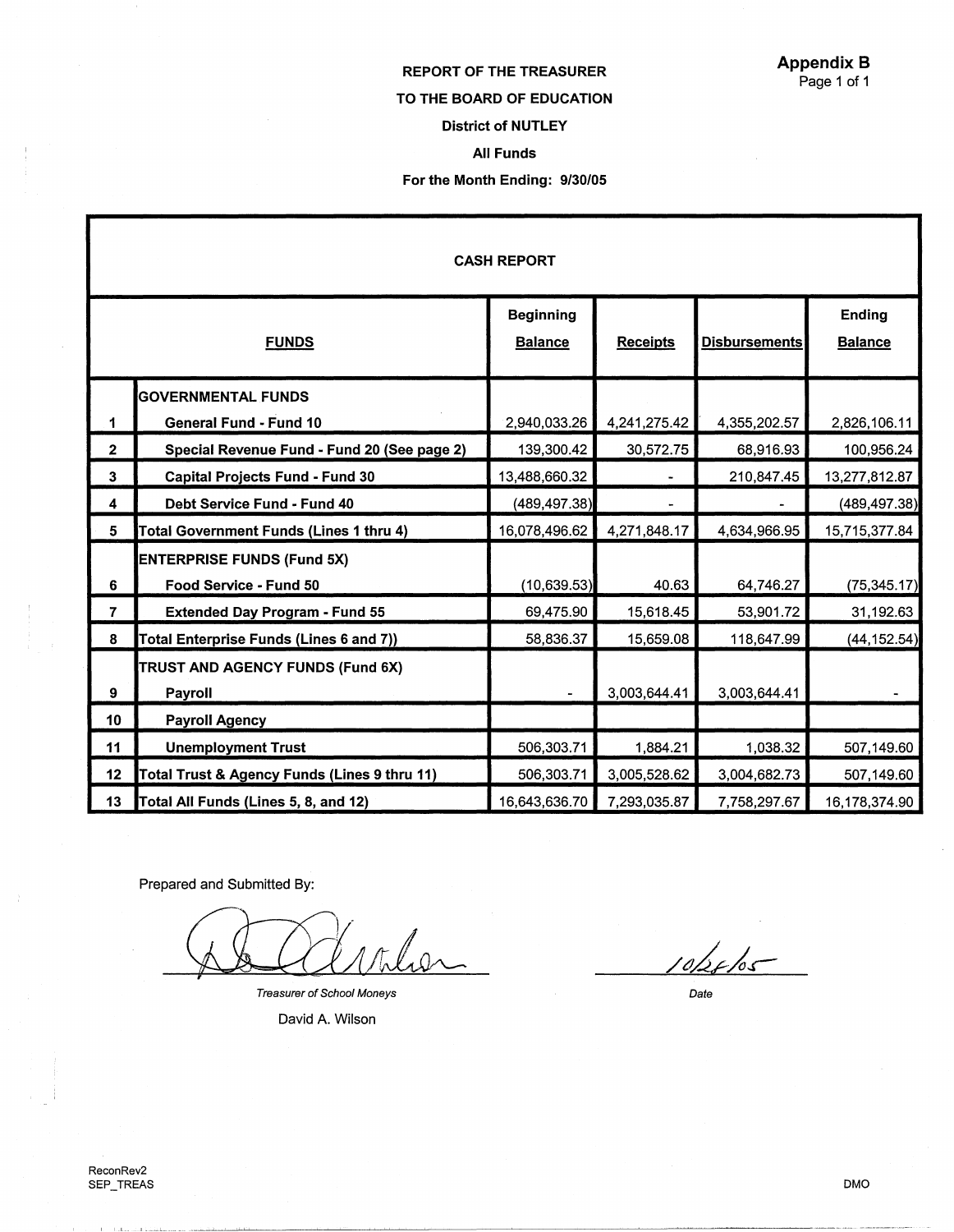**Appendix B**

Page 1 of 1

**REPORT OF THE TREASURER**

**TO THE BOARD OF EDUCATION**

**District of NUTLEY**

**All Funds**

**For the Month Ending: 9/30/05**

**CASH REPORT**

| | FUNDS | Beginning Balance | Receipts | Disbursements | Ending Balance |
|---|---|---|---|---|---|
| | **GOVERNMENTAL FUNDS** | | | | |
| 1 | **General Fund - Fund 10** | 2,940,033.26 | 4,241,275.42 | 4,355,202.57 | 2,826,106.11 |
| 2 | **Special Revenue Fund - Fund 20 (See page 2)** | 139,300.42 | 30,572.75 | 68,916.93 | 100,956.24 |
| 3 | **Capital Projects Fund - Fund 30** | 13,488,660.32 | - | 210,847.45 | 13,277,812.87 |
| 4 | **Debt Service Fund - Fund 40** | (489,497.38) | - | - | (489,497.38) |
| 5 | **Total Government Funds (Lines 1 thru 4)** | 16,078,496.62 | 4,271,848.17 | 4,634,966.95 | 15,715,377.84 |
| | **ENTERPRISE FUNDS (Fund 5X)** | | | | |
| 6 | **Food Service - Fund 50** | (10,639.53) | 40.63 | 64,746.27 | (75,345.17) |
| 7 | **Extended Day Program - Fund 55** | 69,475.90 | 15,618.45 | 53,901.72 | 31,192.63 |
| 8 | **Total Enterprise Funds (Lines 6 and 7))** | 58,836.37 | 15,659.08 | 118,647.99 | (44,152.54) |
| | **TRUST AND AGENCY FUNDS (Fund 6X)** | | | | |
| 9 | **Payroll** | - | 3,003,644.41 | 3,003,644.41 | - |
| 10 | **Payroll Agency** | | | | |
| 11 | **Unemployment Trust** | 506,303.71 | 1,884.21 | 1,038.32 | 507,149.60 |
| 12 | **Total Trust & Agency Funds (Lines 9 thru 11)** | 506,303.71 | 3,005,528.62 | 3,004,682.73 | 507,149.60 |
| 13 | **Total All Funds (Lines 5, 8, and 12)** | 16,643,636.70 | 7,293,035.87 | 7,758,297.67 | 16,178,374.90 |

Prepared and Submitted By:

*Treasurer of School Moneys*

David A. Wilson

10/28/05

*Date*

ReconRev2
SEP_TREAS

DMO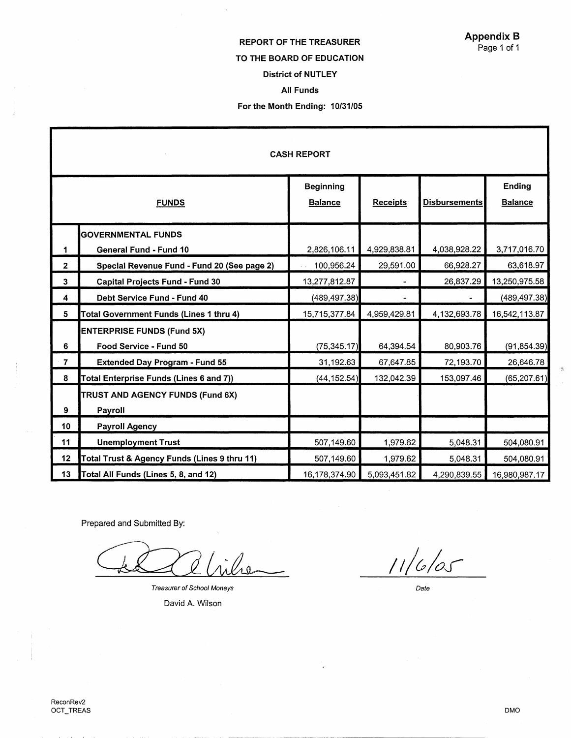**Appendix B**

Page 1 of 1

**REPORT OF THE TREASURER**

**TO THE BOARD OF EDUCATION**

**District of NUTLEY**

**All Funds**

**For the Month Ending: 10/31/05**

**CASH REPORT**

| | FUNDS | Beginning Balance | Receipts | Disbursements | Ending Balance |
|---|---|---|---|---|---|
| | **GOVERNMENTAL FUNDS** | | | | |
| 1 | General Fund - Fund 10 | 2,826,106.11 | 4,929,838.81 | 4,038,928.22 | 3,717,016.70 |
| 2 | Special Revenue Fund - Fund 20 (See page 2) | 100,956.24 | 29,591.00 | 66,928.27 | 63,618.97 |
| 3 | Capital Projects Fund - Fund 30 | 13,277,812.87 | - | 26,837.29 | 13,250,975.58 |
| 4 | Debt Service Fund - Fund 40 | (489,497.38) | - | - | (489,497.38) |
| 5 | **Total Government Funds (Lines 1 thru 4)** | 15,715,377.84 | 4,959,429.81 | 4,132,693.78 | 16,542,113.87 |
| | **ENTERPRISE FUNDS (Fund 5X)** | | | | |
| 6 | Food Service - Fund 50 | (75,345.17) | 64,394.54 | 80,903.76 | (91,854.39) |
| 7 | Extended Day Program - Fund 55 | 31,192.63 | 67,647.85 | 72,193.70 | 26,646.78 |
| 8 | **Total Enterprise Funds (Lines 6 and 7))** | (44,152.54) | 132,042.39 | 153,097.46 | (65,207.61) |
| | **TRUST AND AGENCY FUNDS (Fund 6X)** | | | | |
| 9 | Payroll | | | | |
| 10 | Payroll Agency | | | | |
| 11 | Unemployment Trust | 507,149.60 | 1,979.62 | 5,048.31 | 504,080.91 |
| 12 | **Total Trust & Agency Funds (Lines 9 thru 11)** | 507,149.60 | 1,979.62 | 5,048.31 | 504,080.91 |
| 13 | **Total All Funds (Lines 5, 8, and 12)** | 16,178,374.90 | 5,093,451.82 | 4,290,839.55 | 16,980,987.17 |

Prepared and Submitted By:

*Treasurer of School Moneys*

David A. Wilson

11/6/05

*Date*

ReconRev2
OCT_TREAS

DMO